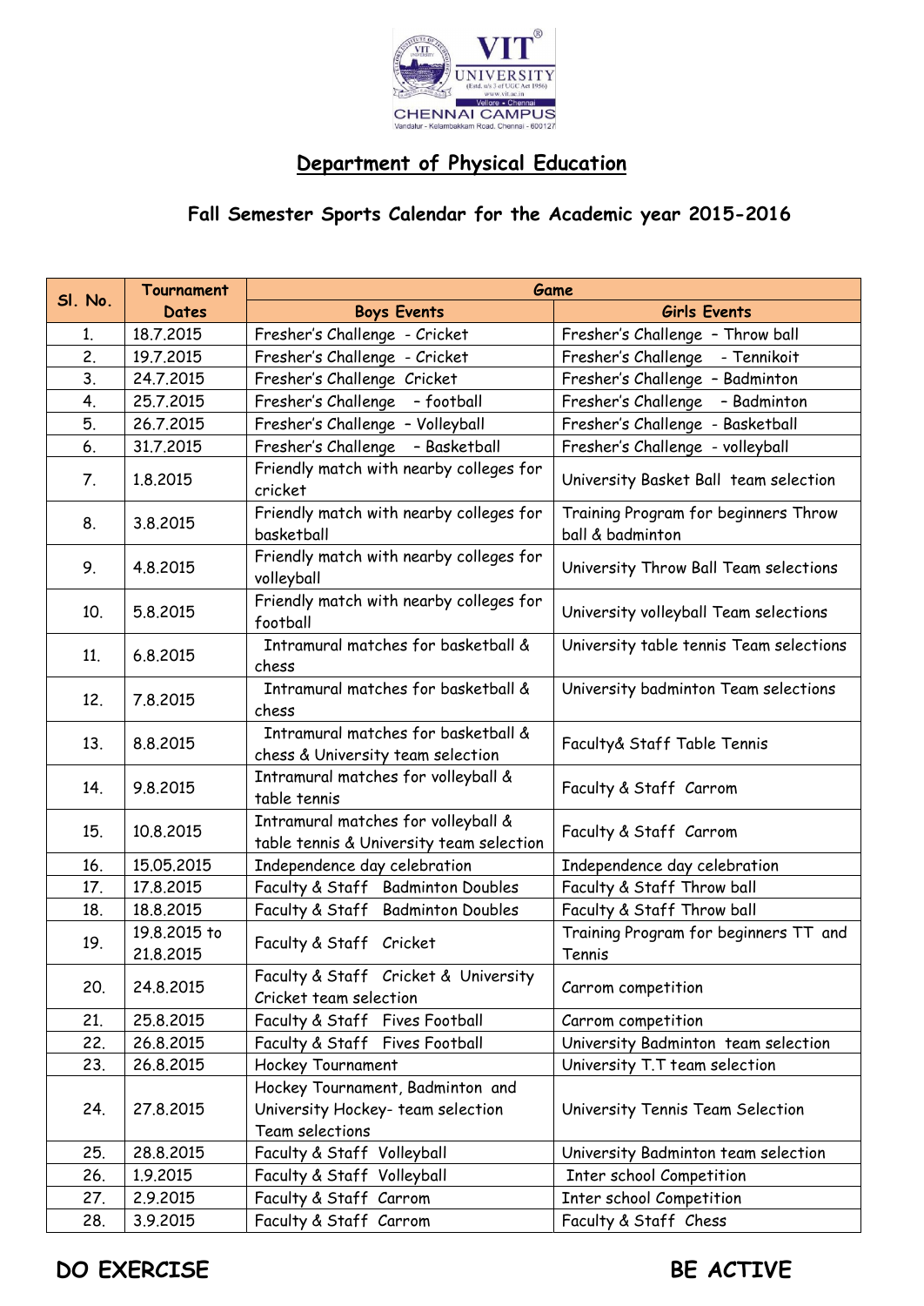VIT UNIVERSITY (Estd. u/s 3 of UGC Act 1956) www.vit.ac.in Vellore • Chennai
CHENNAI CAMPUS
Vandalur - Kelambakkam Road, Chennai - 600127

# Department of Physical Education

## Fall Semester Sports Calendar for the Academic year 2015-2016

| Sl. No. | Tournament Dates | Game | |
|---|---|---|---|
| | | Boys Events | Girls Events |
| 1. | 18.7.2015 | Fresher's Challenge - Cricket | Fresher's Challenge – Throw ball |
| 2. | 19.7.2015 | Fresher's Challenge - Cricket | Fresher's Challenge - Tennikoit |
| 3. | 24.7.2015 | Fresher's Challenge Cricket | Fresher's Challenge – Badminton |
| 4. | 25.7.2015 | Fresher's Challenge – football | Fresher's Challenge – Badminton |
| 5. | 26.7.2015 | Fresher's Challenge – Volleyball | Fresher's Challenge - Basketball |
| 6. | 31.7.2015 | Fresher's Challenge – Basketball | Fresher's Challenge - volleyball |
| 7. | 1.8.2015 | Friendly match with nearby colleges for cricket | University Basket Ball team selection |
| 8. | 3.8.2015 | Friendly match with nearby colleges for basketball | Training Program for beginners Throw ball & badminton |
| 9. | 4.8.2015 | Friendly match with nearby colleges for volleyball | University Throw Ball Team selections |
| 10. | 5.8.2015 | Friendly match with nearby colleges for football | University volleyball Team selections |
| 11. | 6.8.2015 | Intramural matches for basketball & chess | University table tennis Team selections |
| 12. | 7.8.2015 | Intramural matches for basketball & chess | University badminton Team selections |
| 13. | 8.8.2015 | Intramural matches for basketball & chess & University team selection | Faculty& Staff Table Tennis |
| 14. | 9.8.2015 | Intramural matches for volleyball & table tennis | Faculty & Staff Carrom |
| 15. | 10.8.2015 | Intramural matches for volleyball & table tennis & University team selection | Faculty & Staff Carrom |
| 16. | 15.05.2015 | Independence day celebration | Independence day celebration |
| 17. | 17.8.2015 | Faculty & Staff Badminton Doubles | Faculty & Staff Throw ball |
| 18. | 18.8.2015 | Faculty & Staff Badminton Doubles | Faculty & Staff Throw ball |
| 19. | 19.8.2015 to 21.8.2015 | Faculty & Staff Cricket | Training Program for beginners TT and Tennis |
| 20. | 24.8.2015 | Faculty & Staff Cricket & University Cricket team selection | Carrom competition |
| 21. | 25.8.2015 | Faculty & Staff Fives Football | Carrom competition |
| 22. | 26.8.2015 | Faculty & Staff Fives Football | University Badminton team selection |
| 23. | 26.8.2015 | Hockey Tournament | University T.T team selection |
| 24. | 27.8.2015 | Hockey Tournament, Badminton and University Hockey- team selection Team selections | University Tennis Team Selection |
| 25. | 28.8.2015 | Faculty & Staff Volleyball | University Badminton team selection |
| 26. | 1.9.2015 | Faculty & Staff Volleyball | Inter school Competition |
| 27. | 2.9.2015 | Faculty & Staff Carrom | Inter school Competition |
| 28. | 3.9.2015 | Faculty & Staff Carrom | Faculty & Staff Chess |

**DO EXERCISE** **BE ACTIVE**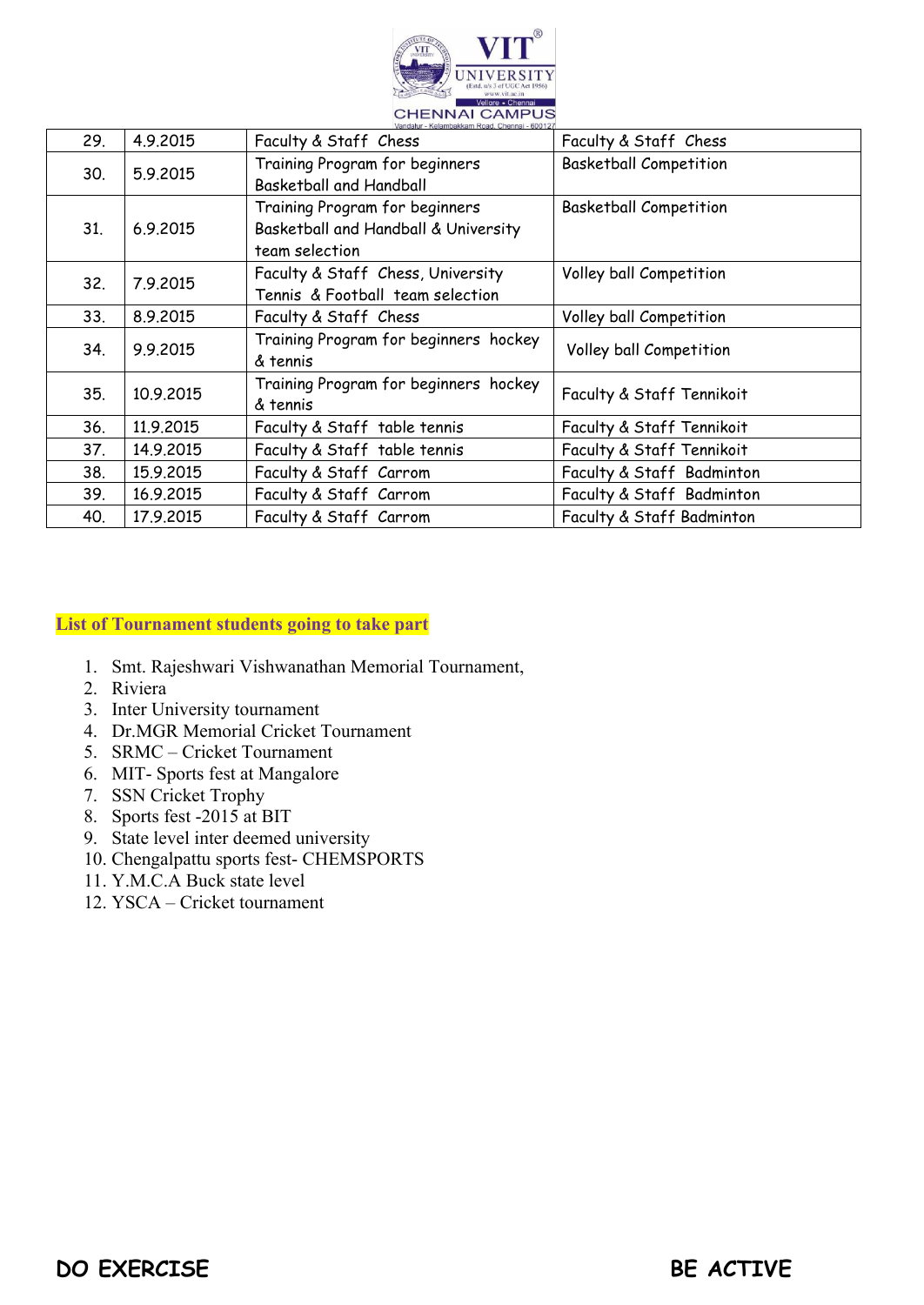| | | | |
|---|---|---|---|
| 29. | 4.9.2015 | Faculty & Staff Chess | Faculty & Staff Chess |
| 30. | 5.9.2015 | Training Program for beginners Basketball and Handball | Basketball Competition |
| 31. | 6.9.2015 | Training Program for beginners Basketball and Handball & University team selection | Basketball Competition |
| 32. | 7.9.2015 | Faculty & Staff Chess, University Tennis & Football team selection | Volley ball Competition |
| 33. | 8.9.2015 | Faculty & Staff Chess | Volley ball Competition |
| 34. | 9.9.2015 | Training Program for beginners hockey & tennis | Volley ball Competition |
| 35. | 10.9.2015 | Training Program for beginners hockey & tennis | Faculty & Staff Tennikoit |
| 36. | 11.9.2015 | Faculty & Staff table tennis | Faculty & Staff Tennikoit |
| 37. | 14.9.2015 | Faculty & Staff table tennis | Faculty & Staff Tennikoit |
| 38. | 15.9.2015 | Faculty & Staff Carrom | Faculty & Staff Badminton |
| 39. | 16.9.2015 | Faculty & Staff Carrom | Faculty & Staff Badminton |
| 40. | 17.9.2015 | Faculty & Staff Carrom | Faculty & Staff Badminton |

**List of Tournament students going to take part**

1. Smt. Rajeshwari Vishwanathan Memorial Tournament,
2. Riviera
3. Inter University tournament
4. Dr.MGR Memorial Cricket Tournament
5. SRMC – Cricket Tournament
6. MIT- Sports fest at Mangalore
7. SSN Cricket Trophy
8. Sports fest -2015 at BIT
9. State level inter deemed university
10. Chengalpattu sports fest- CHEMSPORTS
11. Y.M.C.A Buck state level
12. YSCA – Cricket tournament

**DO EXERCISE** **BE ACTIVE**